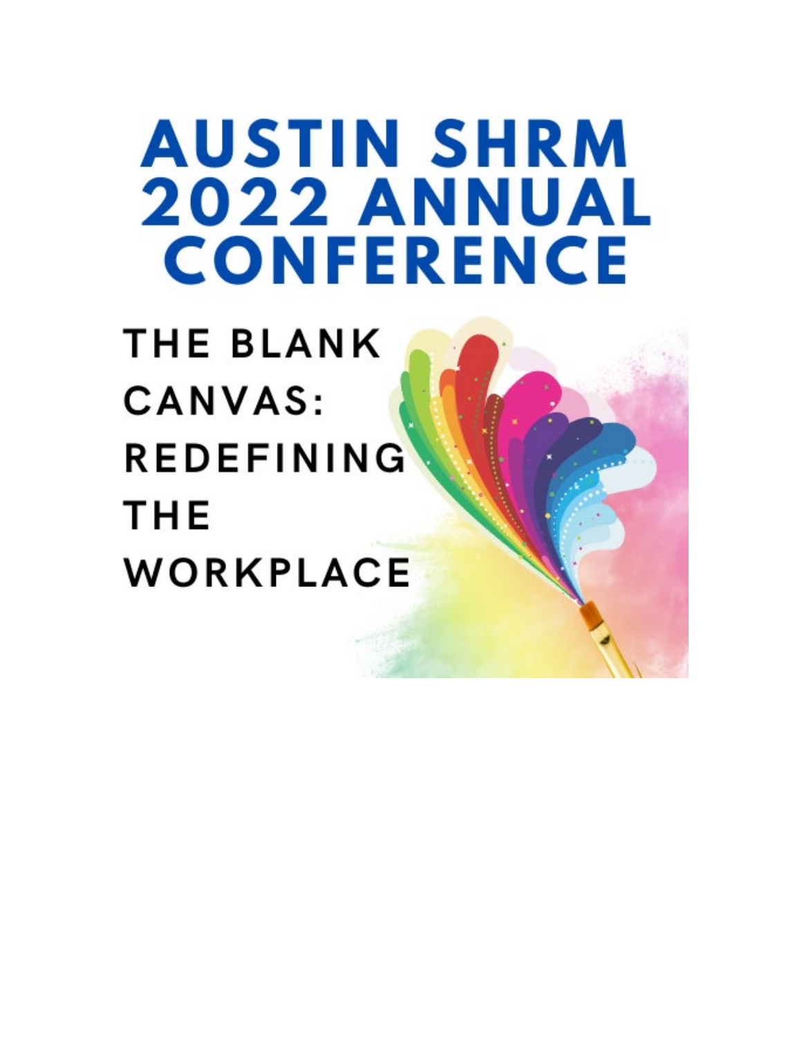# AUSTIN SHRM 2022 ANNUAL CONFERENCE

## THE BLANK CANVAS: REDEFINING THE WORKPLACE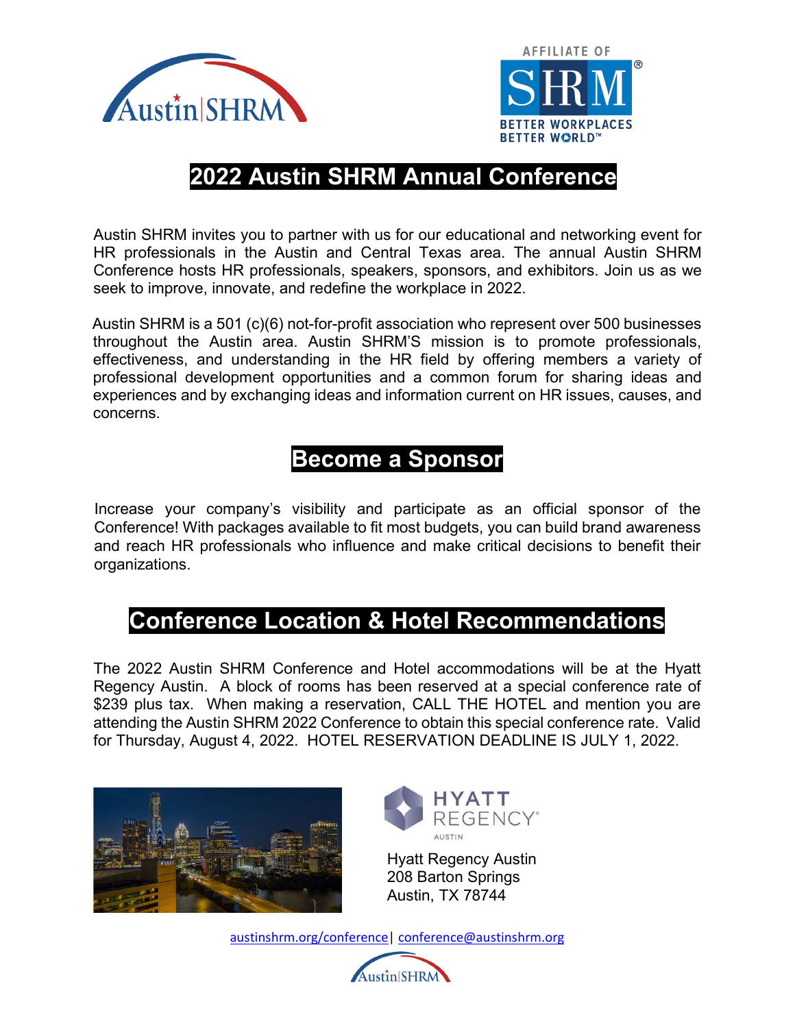# 2022 Austin SHRM Annual Conference

Austin SHRM invites you to partner with us for our educational and networking event for HR professionals in the Austin and Central Texas area. The annual Austin SHRM Conference hosts HR professionals, speakers, sponsors, and exhibitors. Join us as we seek to improve, innovate, and redefine the workplace in 2022.

Austin SHRM is a 501 (c)(6) not-for-profit association who represent over 500 businesses throughout the Austin area. Austin SHRM'S mission is to promote professionals, effectiveness, and understanding in the HR field by offering members a variety of professional development opportunities and a common forum for sharing ideas and experiences and by exchanging ideas and information current on HR issues, causes, and concerns.

## Become a Sponsor

Increase your company's visibility and participate as an official sponsor of the Conference! With packages available to fit most budgets, you can build brand awareness and reach HR professionals who influence and make critical decisions to benefit their organizations.

## Conference Location & Hotel Recommendations

The 2022 Austin SHRM Conference and Hotel accommodations will be at the Hyatt Regency Austin. A block of rooms has been reserved at a special conference rate of $239 plus tax. When making a reservation, CALL THE HOTEL and mention you are attending the Austin SHRM 2022 Conference to obtain this special conference rate. Valid for Thursday, August 4, 2022. HOTEL RESERVATION DEADLINE IS JULY 1, 2022.

Hyatt Regency Austin
208 Barton Springs
Austin, TX 78744

austinshrm.org/conference | conference@austinshrm.org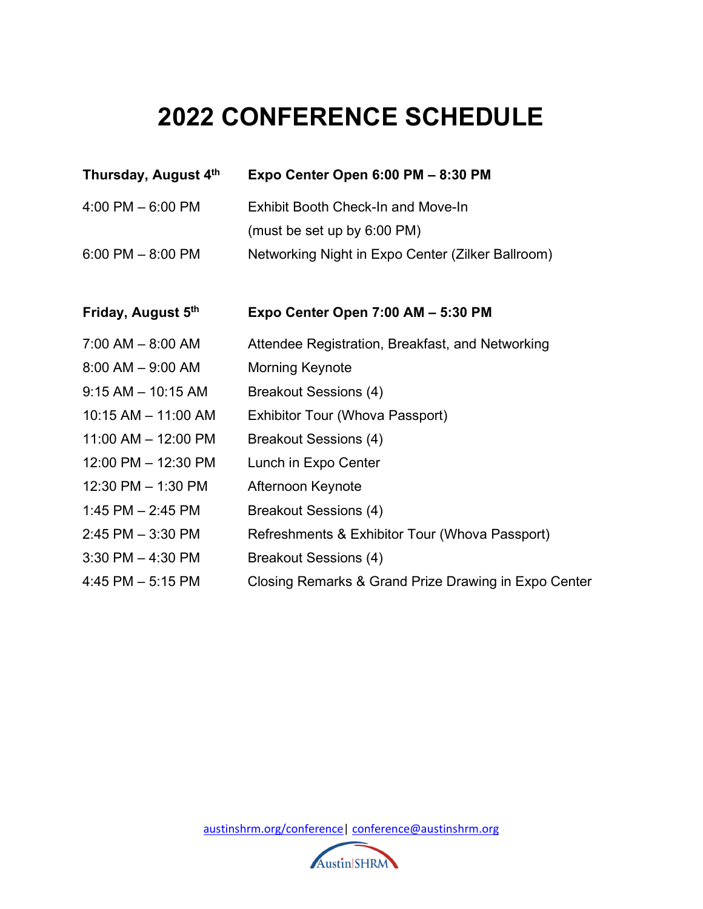# 2022 CONFERENCE SCHEDULE

| **Thursday, August 4th** | **Expo Center Open 6:00 PM – 8:30 PM** |
|---|---|
| 4:00 PM – 6:00 PM | Exhibit Booth Check-In and Move-In (must be set up by 6:00 PM) |
| 6:00 PM – 8:00 PM | Networking Night in Expo Center (Zilker Ballroom) |

| **Friday, August 5th** | **Expo Center Open 7:00 AM – 5:30 PM** |
|---|---|
| 7:00 AM – 8:00 AM | Attendee Registration, Breakfast, and Networking |
| 8:00 AM – 9:00 AM | Morning Keynote |
| 9:15 AM – 10:15 AM | Breakout Sessions (4) |
| 10:15 AM – 11:00 AM | Exhibitor Tour (Whova Passport) |
| 11:00 AM – 12:00 PM | Breakout Sessions (4) |
| 12:00 PM – 12:30 PM | Lunch in Expo Center |
| 12:30 PM – 1:30 PM | Afternoon Keynote |
| 1:45 PM – 2:45 PM | Breakout Sessions (4) |
| 2:45 PM – 3:30 PM | Refreshments & Exhibitor Tour (Whova Passport) |
| 3:30 PM – 4:30 PM | Breakout Sessions (4) |
| 4:45 PM – 5:15 PM | Closing Remarks & Grand Prize Drawing in Expo Center |

austinshrm.org/conference | conference@austinshrm.org

Austin|SHRM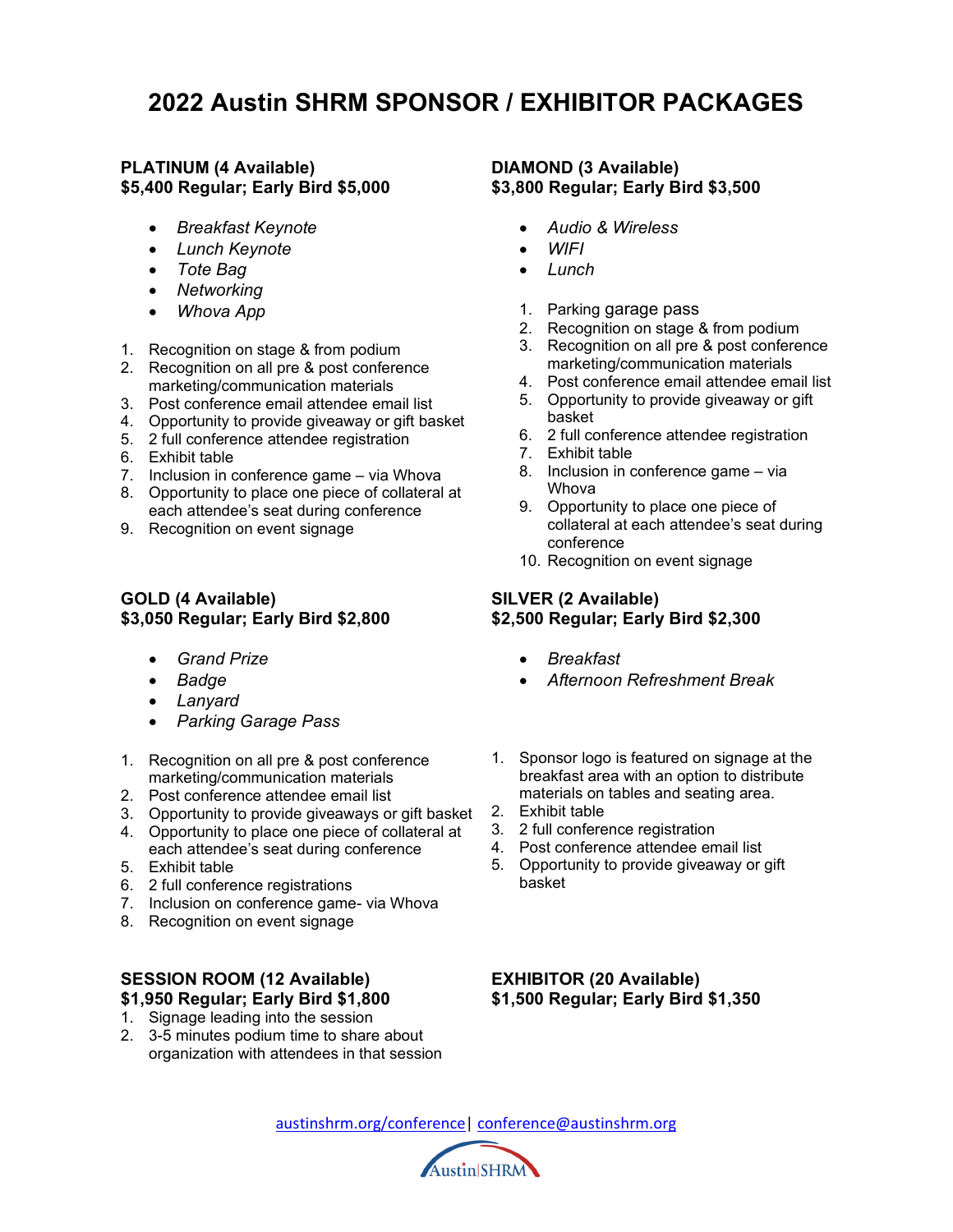# 2022 Austin SHRM SPONSOR / EXHIBITOR PACKAGES

### PLATINUM (4 Available)
### $5,400 Regular; Early Bird $5,000

- *Breakfast Keynote*
- *Lunch Keynote*
- *Tote Bag*
- *Networking*
- *Whova App*

1. Recognition on stage & from podium
2. Recognition on all pre & post conference marketing/communication materials
3. Post conference email attendee email list
4. Opportunity to provide giveaway or gift basket
5. 2 full conference attendee registration
6. Exhibit table
7. Inclusion in conference game – via Whova
8. Opportunity to place one piece of collateral at each attendee's seat during conference
9. Recognition on event signage

### DIAMOND (3 Available)
### $3,800 Regular; Early Bird $3,500

- *Audio & Wireless*
- *WIFI*
- *Lunch*

1. Parking garage pass
2. Recognition on stage & from podium
3. Recognition on all pre & post conference marketing/communication materials
4. Post conference email attendee email list
5. Opportunity to provide giveaway or gift basket
6. 2 full conference attendee registration
7. Exhibit table
8. Inclusion in conference game – via Whova
9. Opportunity to place one piece of collateral at each attendee's seat during conference
10. Recognition on event signage

### GOLD (4 Available)
### $3,050 Regular; Early Bird $2,800

- *Grand Prize*
- *Badge*
- *Lanyard*
- *Parking Garage Pass*

1. Recognition on all pre & post conference marketing/communication materials
2. Post conference attendee email list
3. Opportunity to provide giveaways or gift basket
4. Opportunity to place one piece of collateral at each attendee's seat during conference
5. Exhibit table
6. 2 full conference registrations
7. Inclusion on conference game- via Whova
8. Recognition on event signage

### SILVER (2 Available)
### $2,500 Regular; Early Bird $2,300

- *Breakfast*
- *Afternoon Refreshment Break*

1. Sponsor logo is featured on signage at the breakfast area with an option to distribute materials on tables and seating area.
2. Exhibit table
3. 2 full conference registration
4. Post conference attendee email list
5. Opportunity to provide giveaway or gift basket

### SESSION ROOM (12 Available)
### $1,950 Regular; Early Bird $1,800

1. Signage leading into the session
2. 3-5 minutes podium time to share about organization with attendees in that session

### EXHIBITOR (20 Available)
### $1,500 Regular; Early Bird $1,350

austinshrm.org/conference | conference@austinshrm.org

Austin|SHRM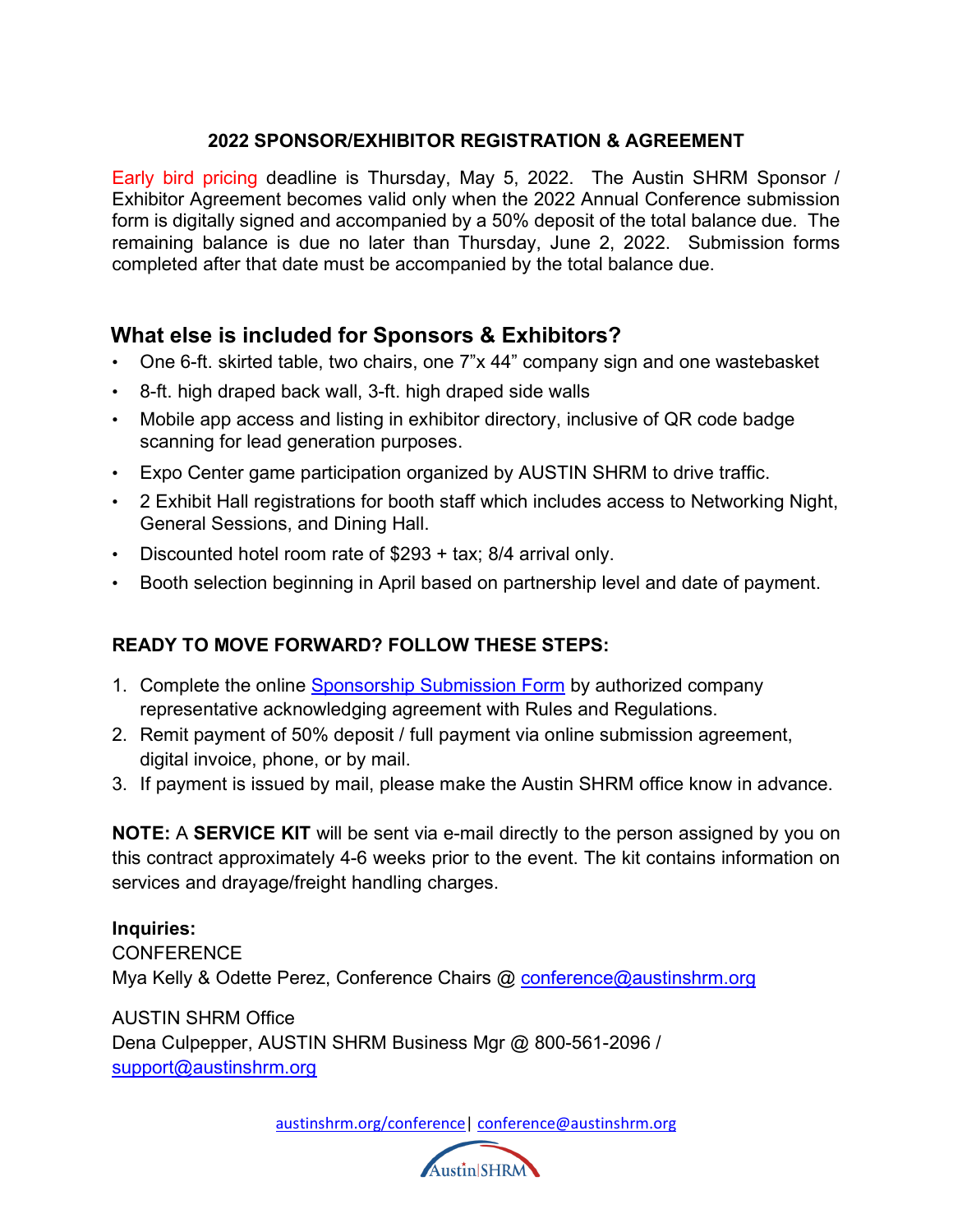**2022 SPONSOR/EXHIBITOR REGISTRATION & AGREEMENT**

Early bird pricing deadline is Thursday, May 5, 2022. The Austin SHRM Sponsor / Exhibitor Agreement becomes valid only when the 2022 Annual Conference submission form is digitally signed and accompanied by a 50% deposit of the total balance due. The remaining balance is due no later than Thursday, June 2, 2022. Submission forms completed after that date must be accompanied by the total balance due.

## What else is included for Sponsors & Exhibitors?

- One 6-ft. skirted table, two chairs, one 7"x 44" company sign and one wastebasket
- 8-ft. high draped back wall, 3-ft. high draped side walls
- Mobile app access and listing in exhibitor directory, inclusive of QR code badge scanning for lead generation purposes.
- Expo Center game participation organized by AUSTIN SHRM to drive traffic.
- 2 Exhibit Hall registrations for booth staff which includes access to Networking Night, General Sessions, and Dining Hall.
- Discounted hotel room rate of $293 + tax; 8/4 arrival only.
- Booth selection beginning in April based on partnership level and date of payment.

**READY TO MOVE FORWARD? FOLLOW THESE STEPS:**

1. Complete the online Sponsorship Submission Form by authorized company representative acknowledging agreement with Rules and Regulations.
2. Remit payment of 50% deposit / full payment via online submission agreement, digital invoice, phone, or by mail.
3. If payment is issued by mail, please make the Austin SHRM office know in advance.

**NOTE:** A **SERVICE KIT** will be sent via e-mail directly to the person assigned by you on this contract approximately 4-6 weeks prior to the event. The kit contains information on services and drayage/freight handling charges.

**Inquiries:**

CONFERENCE
Mya Kelly & Odette Perez, Conference Chairs @ conference@austinshrm.org

AUSTIN SHRM Office
Dena Culpepper, AUSTIN SHRM Business Mgr @ 800-561-2096 / support@austinshrm.org

austinshrm.org/conference | conference@austinshrm.org